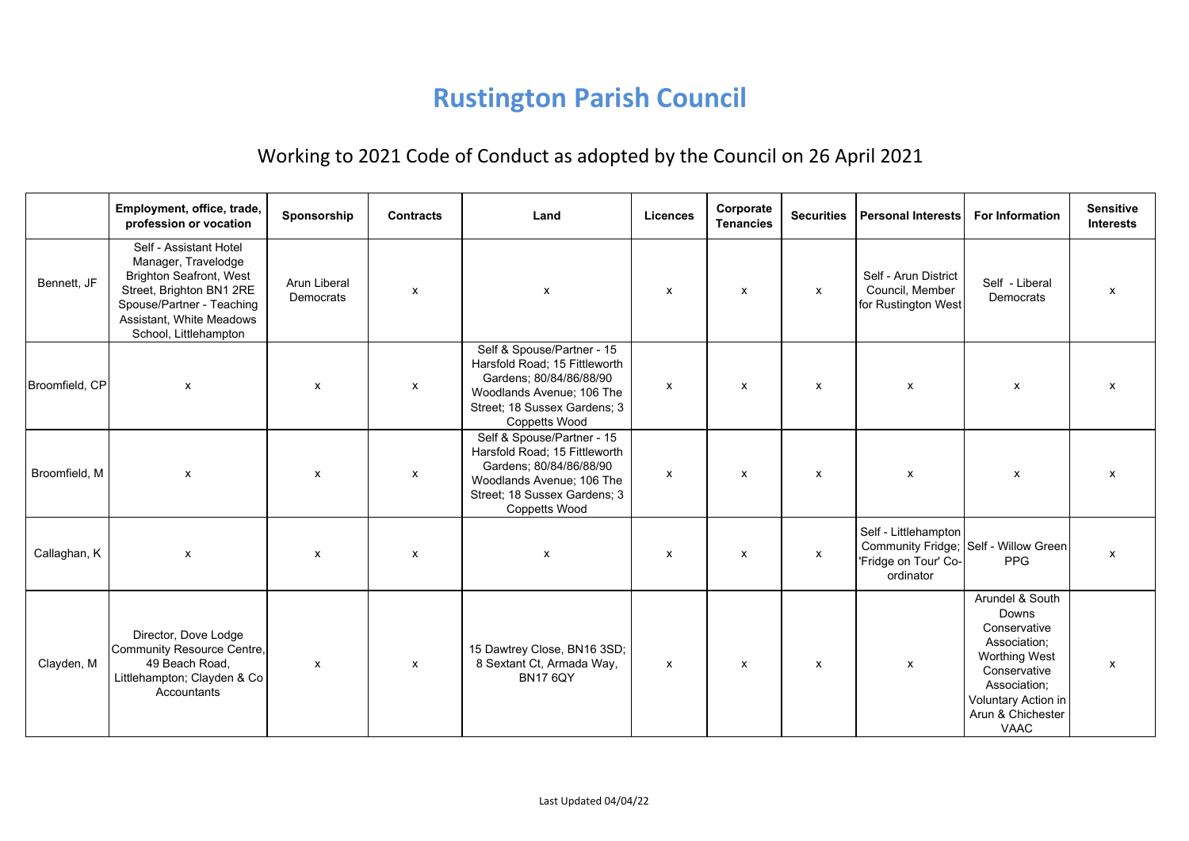# Rustington Parish Council

## Working to 2021 Code of Conduct as adopted by the Council on 26 April 2021

| | Employment, office, trade, profession or vocation | Sponsorship | Contracts | Land | Licences | Corporate Tenancies | Securities | Personal Interests | For Information | Sensitive Interests |
|---|---|---|---|---|---|---|---|---|---|---|
| Bennett, JF | Self - Assistant Hotel Manager, Travelodge Brighton Seafront, West Street, Brighton BN1 2RE Spouse/Partner - Teaching Assistant, White Meadows School, Littlehampton | Arun Liberal Democrats | x | x | x | x | x | Self - Arun District Council, Member for Rustington West | Self - Liberal Democrats | x |
| Broomfield, CP | x | x | x | Self & Spouse/Partner - 15 Harsfold Road; 15 Fittleworth Gardens; 80/84/86/88/90 Woodlands Avenue; 106 The Street; 18 Sussex Gardens; 3 Coppets Wood | x | x | x | x | x | x |
| Broomfield, M | x | x | x | Self & Spouse/Partner - 15 Harsfold Road; 15 Fittleworth Gardens; 80/84/86/88/90 Woodlands Avenue; 106 The Street; 18 Sussex Gardens; 3 Coppets Wood | x | x | x | x | x | x |
| Callaghan, K | x | x | x | x | x | x | x | Self - Littlehampton Community Fridge; 'Fridge on Tour' Co-ordinator | Self - Willow Green PPG | x |
| Clayden, M | Director, Dove Lodge Community Resource Centre, 49 Beach Road, Littlehampton; Clayden & Co Accountants | x | x | 15 Dawtrey Close, BN16 3SD; 8 Sextant Ct, Armada Way, BN17 6QY | x | x | x | x | Arundel & South Downs Conservative Association; Worthing West Conservative Association; Voluntary Action in Arun & Chichester VAAC | x |

Last Updated 04/04/22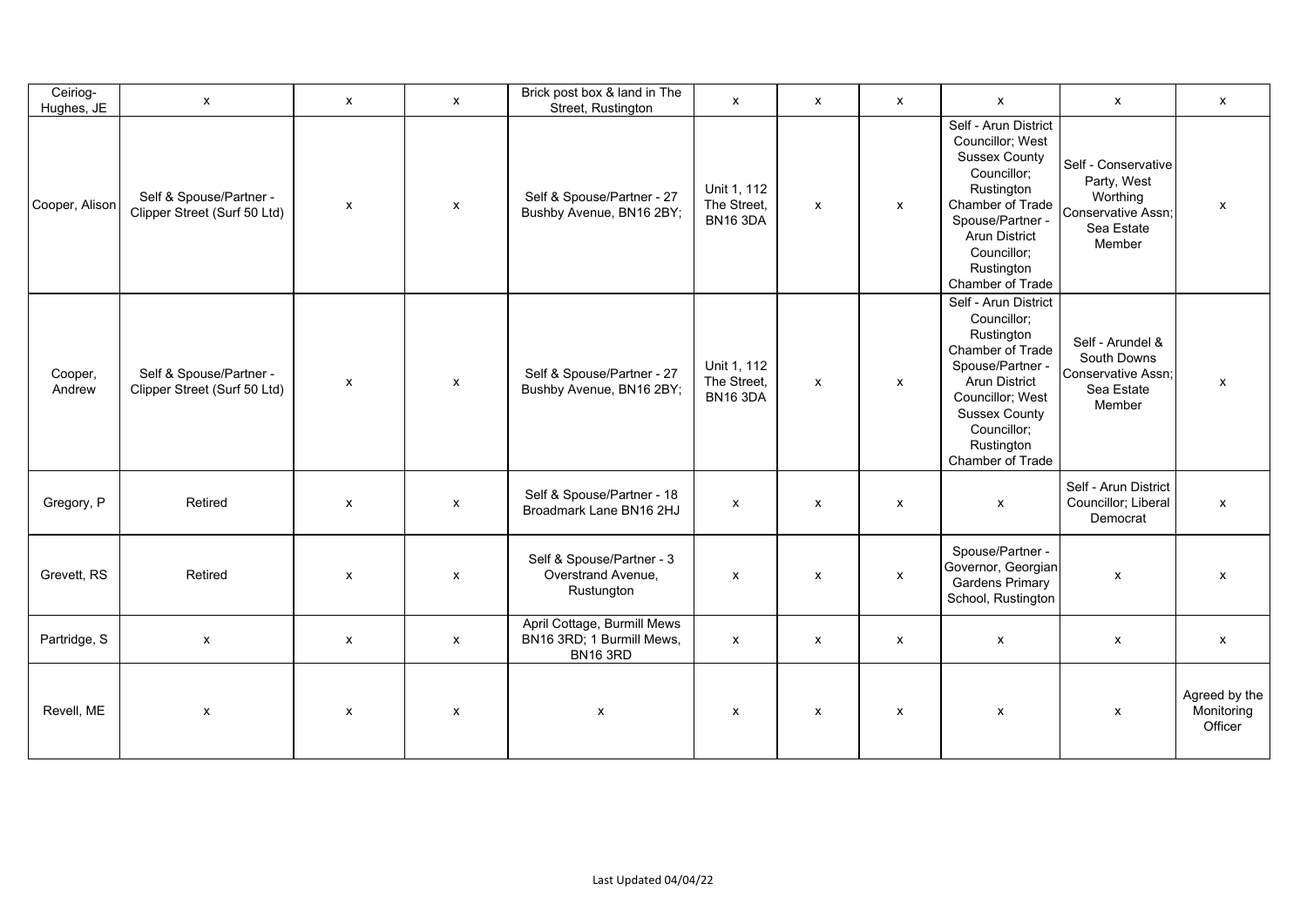| | | | | | | | | | | |
|---|---|---|---|---|---|---|---|---|---|---|
| Ceiriog-Hughes, JE | x | x | x | Brick post box & land in The Street, Rustington | x | x | x | x | x | x |
| Cooper, Alison | Self & Spouse/Partner - Clipper Street (Surf 50 Ltd) | x | x | Self & Spouse/Partner - 27 Bushby Avenue, BN16 2BY; | Unit 1, 112 The Street, BN16 3DA | x | x | Self - Arun District Councillor; West Sussex County Councillor; Rustington Chamber of Trade Spouse/Partner - Arun District Councillor; Rustington Chamber of Trade | Self - Conservative Party, West Worthing Conservative Assn; Sea Estate Member | x |
| Cooper, Andrew | Self & Spouse/Partner - Clipper Street (Surf 50 Ltd) | x | x | Self & Spouse/Partner - 27 Bushby Avenue, BN16 2BY; | Unit 1, 112 The Street, BN16 3DA | x | x | Self - Arun District Councillor; Rustington Chamber of Trade Spouse/Partner - Arun District Councillor; West Sussex County Councillor; Rustington Chamber of Trade | Self - Arundel & South Downs Conservative Assn; Sea Estate Member | x |
| Gregory, P | Retired | x | x | Self & Spouse/Partner - 18 Broadmark Lane BN16 2HJ | x | x | x | x | Self - Arun District Councillor; Liberal Democrat | x |
| Grevett, RS | Retired | x | x | Self & Spouse/Partner - 3 Overstrand Avenue, Rustungton | x | x | x | Spouse/Partner - Governor, Georgian Gardens Primary School, Rustington | x | x |
| Partridge, S | x | x | x | April Cottage, Burmill Mews BN16 3RD; 1 Burmill Mews, BN16 3RD | x | x | x | x | x | x |
| Revell, ME | x | x | x | x | x | x | x | x | x | Agreed by the Monitoring Officer |

Last Updated 04/04/22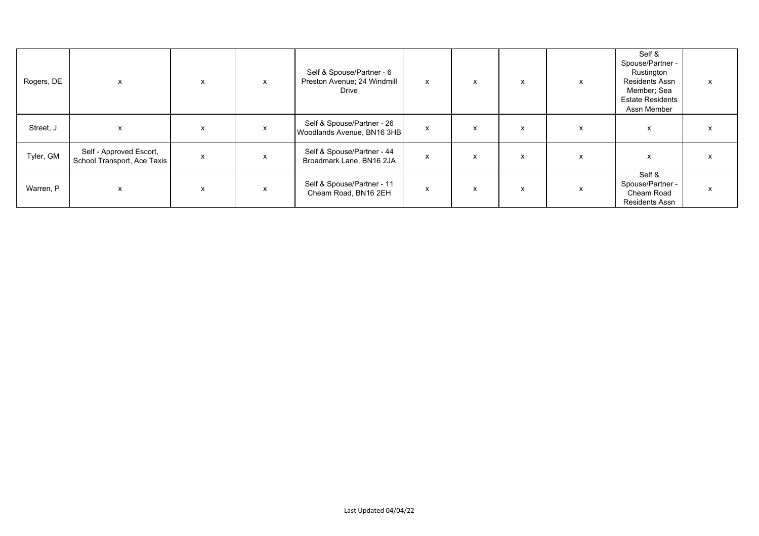| | | | | | | | | | | |
|---|---|---|---|---|---|---|---|---|---|---|
| Rogers, DE | x | x | x | Self & Spouse/Partner - 6 Preston Avenue; 24 Windmill Drive | x | x | x | x | Self & Spouse/Partner - Rustington Residents Assn Member; Sea Estate Residents Assn Member | x |
| Street, J | x | x | x | Self & Spouse/Partner - 26 Woodlands Avenue, BN16 3HB | x | x | x | x | x | x |
| Tyler, GM | Self - Approved Escort, School Transport, Ace Taxis | x | x | Self & Spouse/Partner - 44 Broadmark Lane, BN16 2JA | x | x | x | x | x | x |
| Warren, P | x | x | x | Self & Spouse/Partner - 11 Cheam Road, BN16 2EH | x | x | x | x | Self & Spouse/Partner - Cheam Road Residents Assn | x |

Last Updated 04/04/22